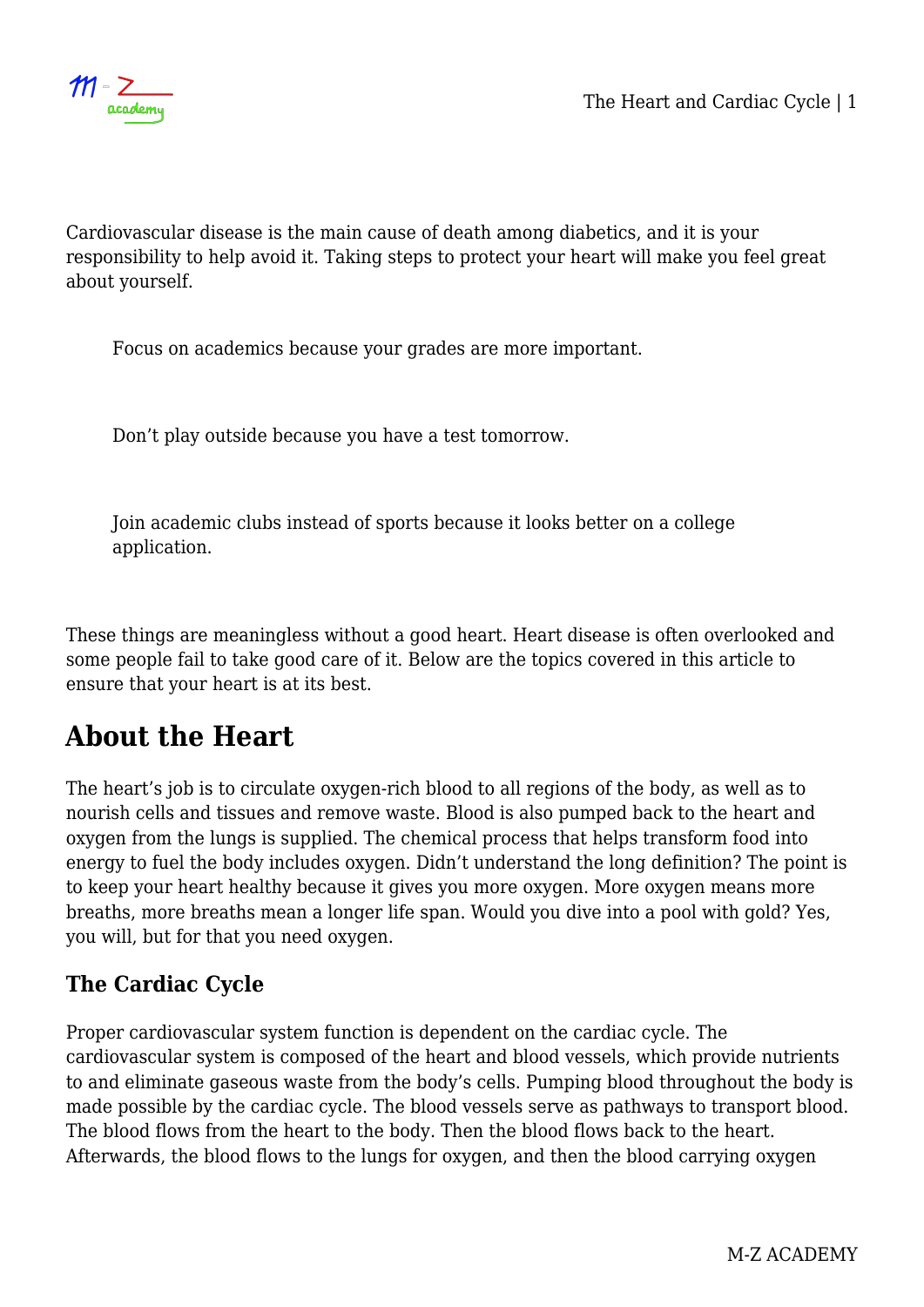Cardiovascular disease is the main cause of death among diabetics, and it is your responsibility to help avoid it. Taking steps to protect your heart will make you feel great about yourself.

> Focus on academics because your grades are more important.

> Don't play outside because you have a test tomorrow.

> Join academic clubs instead of sports because it looks better on a college application.

These things are meaningless without a good heart. Heart disease is often overlooked and some people fail to take good care of it. Below are the topics covered in this article to ensure that your heart is at its best.

## About the Heart

The heart's job is to circulate oxygen-rich blood to all regions of the body, as well as to nourish cells and tissues and remove waste. Blood is also pumped back to the heart and oxygen from the lungs is supplied. The chemical process that helps transform food into energy to fuel the body includes oxygen. Didn't understand the long definition? The point is to keep your heart healthy because it gives you more oxygen. More oxygen means more breaths, more breaths mean a longer life span. Would you dive into a pool with gold? Yes, you will, but for that you need oxygen.

### The Cardiac Cycle

Proper cardiovascular system function is dependent on the cardiac cycle. The cardiovascular system is composed of the heart and blood vessels, which provide nutrients to and eliminate gaseous waste from the body's cells. Pumping blood throughout the body is made possible by the cardiac cycle. The blood vessels serve as pathways to transport blood. The blood flows from the heart to the body. Then the blood flows back to the heart. Afterwards, the blood flows to the lungs for oxygen, and then the blood carrying oxygen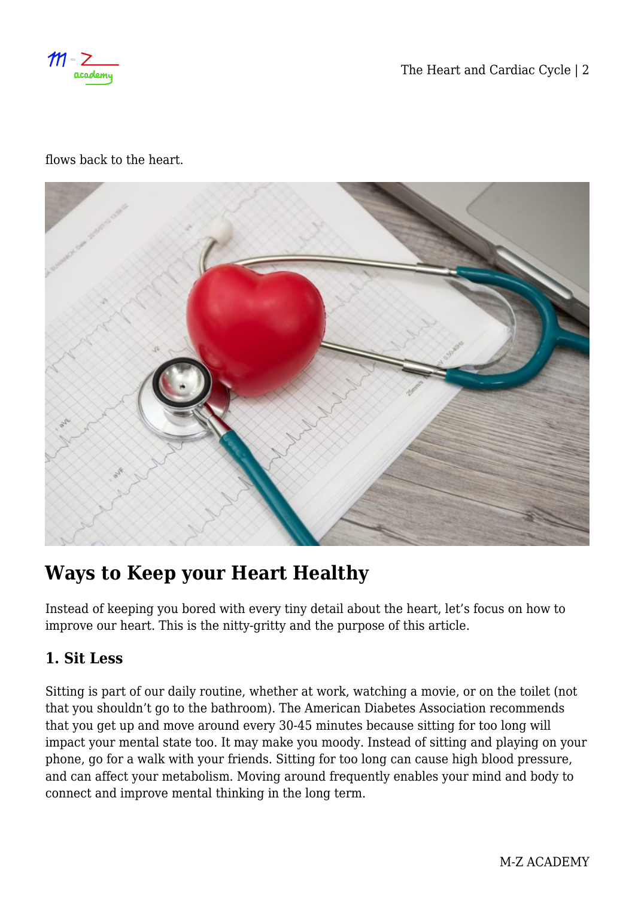flows back to the heart.

## Ways to Keep your Heart Healthy

Instead of keeping you bored with every tiny detail about the heart, let's focus on how to improve our heart. This is the nitty-gritty and the purpose of this article.

### 1. Sit Less

Sitting is part of our daily routine, whether at work, watching a movie, or on the toilet (not that you shouldn't go to the bathroom). The American Diabetes Association recommends that you get up and move around every 30-45 minutes because sitting for too long will impact your mental state too. It may make you moody. Instead of sitting and playing on your phone, go for a walk with your friends. Sitting for too long can cause high blood pressure, and can affect your metabolism. Moving around frequently enables your mind and body to connect and improve mental thinking in the long term.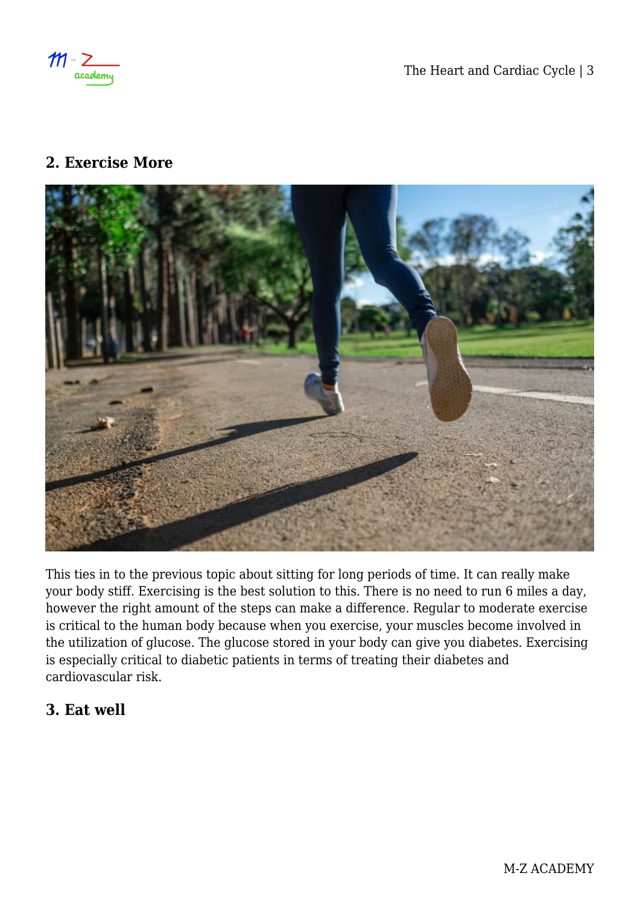## 2. Exercise More

This ties in to the previous topic about sitting for long periods of time. It can really make your body stiff. Exercising is the best solution to this. There is no need to run 6 miles a day, however the right amount of the steps can make a difference. Regular to moderate exercise is critical to the human body because when you exercise, your muscles become involved in the utilization of glucose. The glucose stored in your body can give you diabetes. Exercising is especially critical to diabetic patients in terms of treating their diabetes and cardiovascular risk.

## 3. Eat well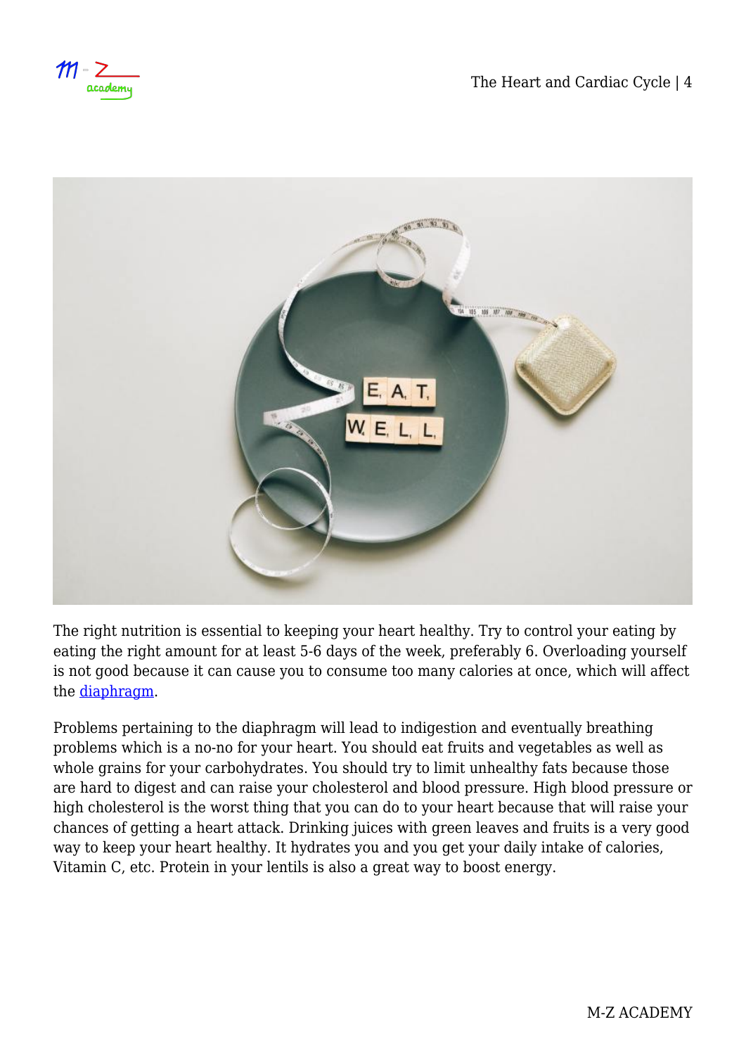The right nutrition is essential to keeping your heart healthy. Try to control your eating by eating the right amount for at least 5-6 days of the week, preferably 6. Overloading yourself is not good because it can cause you to consume too many calories at once, which will affect the diaphragm.

Problems pertaining to the diaphragm will lead to indigestion and eventually breathing problems which is a no-no for your heart. You should eat fruits and vegetables as well as whole grains for your carbohydrates. You should try to limit unhealthy fats because those are hard to digest and can raise your cholesterol and blood pressure. High blood pressure or high cholesterol is the worst thing that you can do to your heart because that will raise your chances of getting a heart attack. Drinking juices with green leaves and fruits is a very good way to keep your heart healthy. It hydrates you and you get your daily intake of calories, Vitamin C, etc. Protein in your lentils is also a great way to boost energy.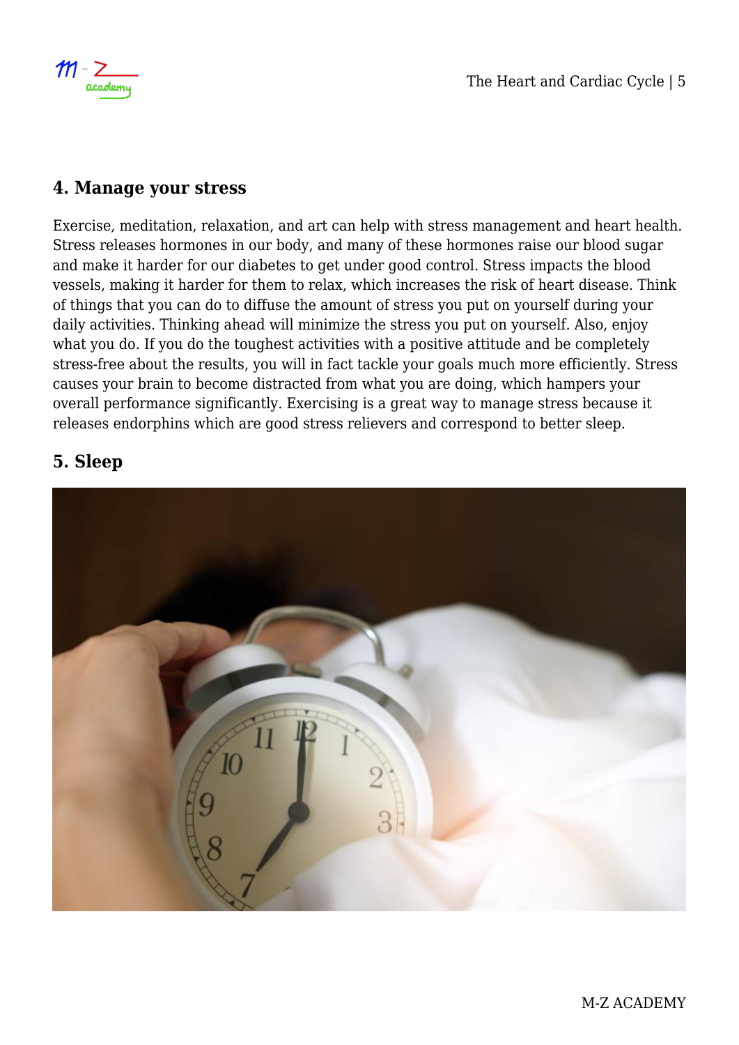### 4. Manage your stress

Exercise, meditation, relaxation, and art can help with stress management and heart health. Stress releases hormones in our body, and many of these hormones raise our blood sugar and make it harder for our diabetes to get under good control. Stress impacts the blood vessels, making it harder for them to relax, which increases the risk of heart disease. Think of things that you can do to diffuse the amount of stress you put on yourself during your daily activities. Thinking ahead will minimize the stress you put on yourself. Also, enjoy what you do. If you do the toughest activities with a positive attitude and be completely stress-free about the results, you will in fact tackle your goals much more efficiently. Stress causes your brain to become distracted from what you are doing, which hampers your overall performance significantly. Exercising is a great way to manage stress because it releases endorphins which are good stress relievers and correspond to better sleep.

### 5. Sleep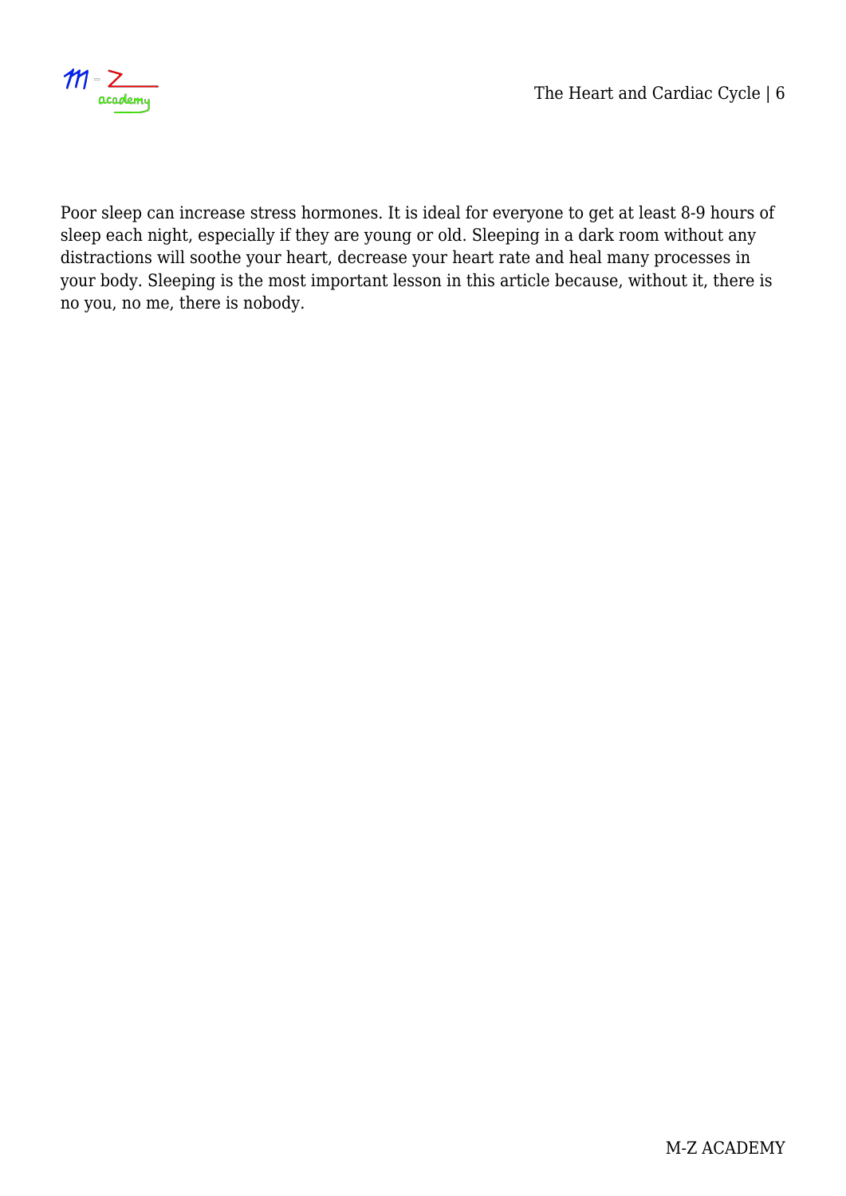Poor sleep can increase stress hormones. It is ideal for everyone to get at least 8-9 hours of sleep each night, especially if they are young or old. Sleeping in a dark room without any distractions will soothe your heart, decrease your heart rate and heal many processes in your body. Sleeping is the most important lesson in this article because, without it, there is no you, no me, there is nobody.